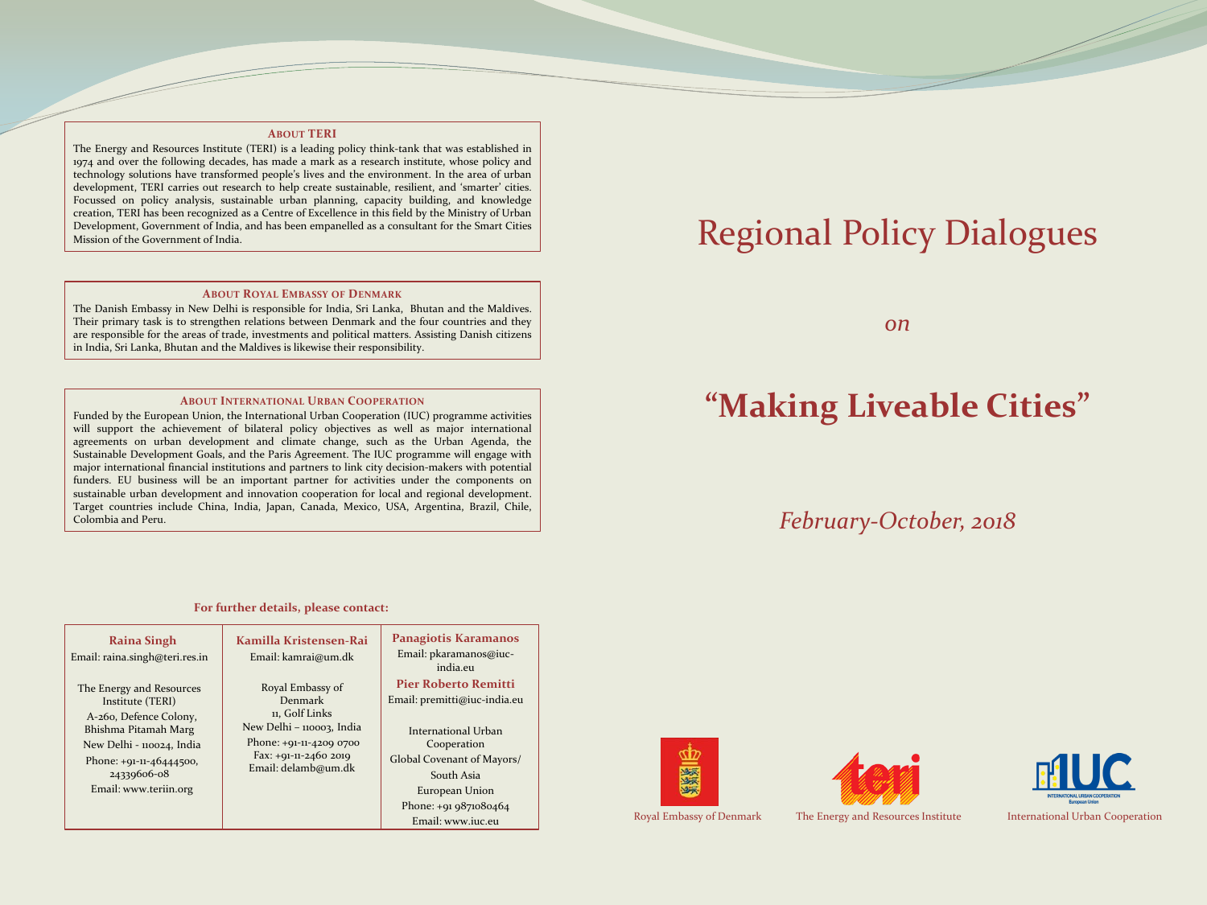# Regional Policy Dialogues

*on*

# "Making Liveable Cities"

*February-October, 2018*

Royal Embassy of Denmark    The Energy and Resources Institute    International Urban Cooperation

### About TERI

The Energy and Resources Institute (TERI) is a leading policy think-tank that was established in 1974 and over the following decades, has made a mark as a research institute, whose policy and technology solutions have transformed people's lives and the environment. In the area of urban development, TERI carries out research to help create sustainable, resilient, and 'smarter' cities. Focussed on policy analysis, sustainable urban planning, capacity building, and knowledge creation, TERI has been recognized as a Centre of Excellence in this field by the Ministry of Urban Development, Government of India, and has been empanelled as a consultant for the Smart Cities Mission of the Government of India.

### About Royal Embassy of Denmark

The Danish Embassy in New Delhi is responsible for India, Sri Lanka, Bhutan and the Maldives. Their primary task is to strengthen relations between Denmark and the four countries and they are responsible for the areas of trade, investments and political matters. Assisting Danish citizens in India, Sri Lanka, Bhutan and the Maldives is likewise their responsibility.

### About International Urban Cooperation

Funded by the European Union, the International Urban Cooperation (IUC) programme activities will support the achievement of bilateral policy objectives as well as major international agreements on urban development and climate change, such as the Urban Agenda, the Sustainable Development Goals, and the Paris Agreement. The IUC programme will engage with major international financial institutions and partners to link city decision-makers with potential funders. EU business will be an important partner for activities under the components on sustainable urban development and innovation cooperation for local and regional development. Target countries include China, India, Japan, Canada, Mexico, USA, Argentina, Brazil, Chile, Colombia and Peru.

**For further details, please contact:**

| **Raina Singh** | **Kamilla Kristensen-Rai** | **Panagiotis Karamanos** |
|---|---|---|
| Email: raina.singh@teri.res.in | Email: kamrai@um.dk | Email: pkaramanos@iuc-india.eu<br>**Pier Roberto Remitti**<br>Email: premitti@iuc-india.eu |
| The Energy and Resources Institute (TERI)<br>A-260, Defence Colony, Bhishma Pitamah Marg<br>New Delhi - 110024, India<br>Phone: +91-11-46444500, 24339606-08<br>Email: www.teriin.org | Royal Embassy of Denmark<br>11, Golf Links<br>New Delhi – 110003, India<br>Phone: +91-11-4209 0700<br>Fax: +91-11-2460 2019<br>Email: delamb@um.dk | International Urban Cooperation<br>Global Covenant of Mayors/ South Asia<br>European Union<br>Phone: +91 9871080464<br>Email: www.iuc.eu |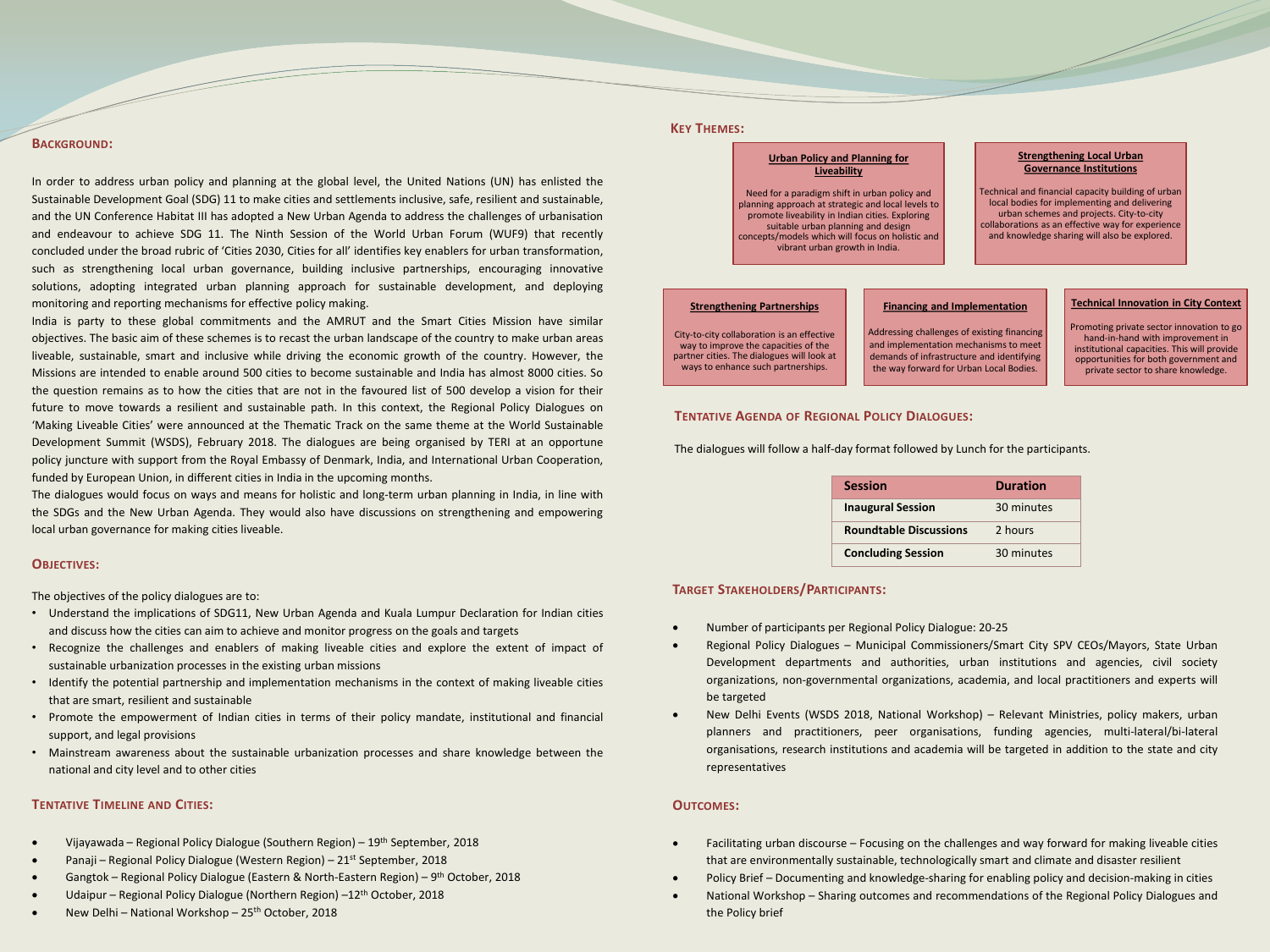## Background:

In order to address urban policy and planning at the global level, the United Nations (UN) has enlisted the Sustainable Development Goal (SDG) 11 to make cities and settlements inclusive, safe, resilient and sustainable, and the UN Conference Habitat III has adopted a New Urban Agenda to address the challenges of urbanisation and endeavour to achieve SDG 11. The Ninth Session of the World Urban Forum (WUF9) that recently concluded under the broad rubric of 'Cities 2030, Cities for all' identifies key enablers for urban transformation, such as strengthening local urban governance, building inclusive partnerships, encouraging innovative solutions, adopting integrated urban planning approach for sustainable development, and deploying monitoring and reporting mechanisms for effective policy making.

India is party to these global commitments and the AMRUT and the Smart Cities Mission have similar objectives. The basic aim of these schemes is to recast the urban landscape of the country to make urban areas liveable, sustainable, smart and inclusive while driving the economic growth of the country. However, the Missions are intended to enable around 500 cities to become sustainable and India has almost 8000 cities. So the question remains as to how the cities that are not in the favoured list of 500 develop a vision for their future to move towards a resilient and sustainable path. In this context, the Regional Policy Dialogues on 'Making Liveable Cities' were announced at the Thematic Track on the same theme at the World Sustainable Development Summit (WSDS), February 2018. The dialogues are being organised by TERI at an opportune policy juncture with support from the Royal Embassy of Denmark, India, and International Urban Cooperation, funded by European Union, in different cities in India in the upcoming months.

The dialogues would focus on ways and means for holistic and long-term urban planning in India, in line with the SDGs and the New Urban Agenda. They would also have discussions on strengthening and empowering local urban governance for making cities liveable.

## Objectives:

The objectives of the policy dialogues are to:

- Understand the implications of SDG11, New Urban Agenda and Kuala Lumpur Declaration for Indian cities and discuss how the cities can aim to achieve and monitor progress on the goals and targets
- Recognize the challenges and enablers of making liveable cities and explore the extent of impact of sustainable urbanization processes in the existing urban missions
- Identify the potential partnership and implementation mechanisms in the context of making liveable cities that are smart, resilient and sustainable
- Promote the empowerment of Indian cities in terms of their policy mandate, institutional and financial support, and legal provisions
- Mainstream awareness about the sustainable urbanization processes and share knowledge between the national and city level and to other cities

## Tentative Timeline and Cities:

- Vijayawada – Regional Policy Dialogue (Southern Region) – 19th September, 2018
- Panaji – Regional Policy Dialogue (Western Region) – 21st September, 2018
- Gangtok – Regional Policy Dialogue (Eastern & North-Eastern Region) – 9th October, 2018
- Udaipur – Regional Policy Dialogue (Northern Region) –12th October, 2018
- New Delhi – National Workshop – 25th October, 2018

## Key Themes:

**Urban Policy and Planning for Liveability**

Need for a paradigm shift in urban policy and planning approach at strategic and local levels to promote liveability in Indian cities. Exploring suitable urban planning and design concepts/models which will focus on holistic and vibrant urban growth in India.

**Strengthening Local Urban Governance Institutions**

Technical and financial capacity building of urban local bodies for implementing and delivering urban schemes and projects. City-to-city collaborations as an effective way for experience and knowledge sharing will also be explored.

**Strengthening Partnerships**

City-to-city collaboration is an effective way to improve the capacities of the partner cities. The dialogues will look at ways to enhance such partnerships.

**Financing and Implementation**

Addressing challenges of existing financing and implementation mechanisms to meet demands of infrastructure and identifying the way forward for Urban Local Bodies.

**Technical Innovation in City Context**

Promoting private sector innovation to go hand-in-hand with improvement in institutional capacities. This will provide opportunities for both government and private sector to share knowledge.

## Tentative Agenda of Regional Policy Dialogues:

The dialogues will follow a half-day format followed by Lunch for the participants.

| Session | Duration |
|---|---|
| **Inaugural Session** | 30 minutes |
| **Roundtable Discussions** | 2 hours |
| **Concluding Session** | 30 minutes |

## Target Stakeholders/Participants:

- Number of participants per Regional Policy Dialogue: 20-25
- Regional Policy Dialogues – Municipal Commissioners/Smart City SPV CEOs/Mayors, State Urban Development departments and authorities, urban institutions and agencies, civil society organizations, non-governmental organizations, academia, and local practitioners and experts will be targeted
- New Delhi Events (WSDS 2018, National Workshop) – Relevant Ministries, policy makers, urban planners and practitioners, peer organisations, funding agencies, multi-lateral/bi-lateral organisations, research institutions and academia will be targeted in addition to the state and city representatives

## Outcomes:

- Facilitating urban discourse – Focusing on the challenges and way forward for making liveable cities that are environmentally sustainable, technologically smart and climate and disaster resilient
- Policy Brief – Documenting and knowledge-sharing for enabling policy and decision-making in cities
- National Workshop – Sharing outcomes and recommendations of the Regional Policy Dialogues and the Policy brief